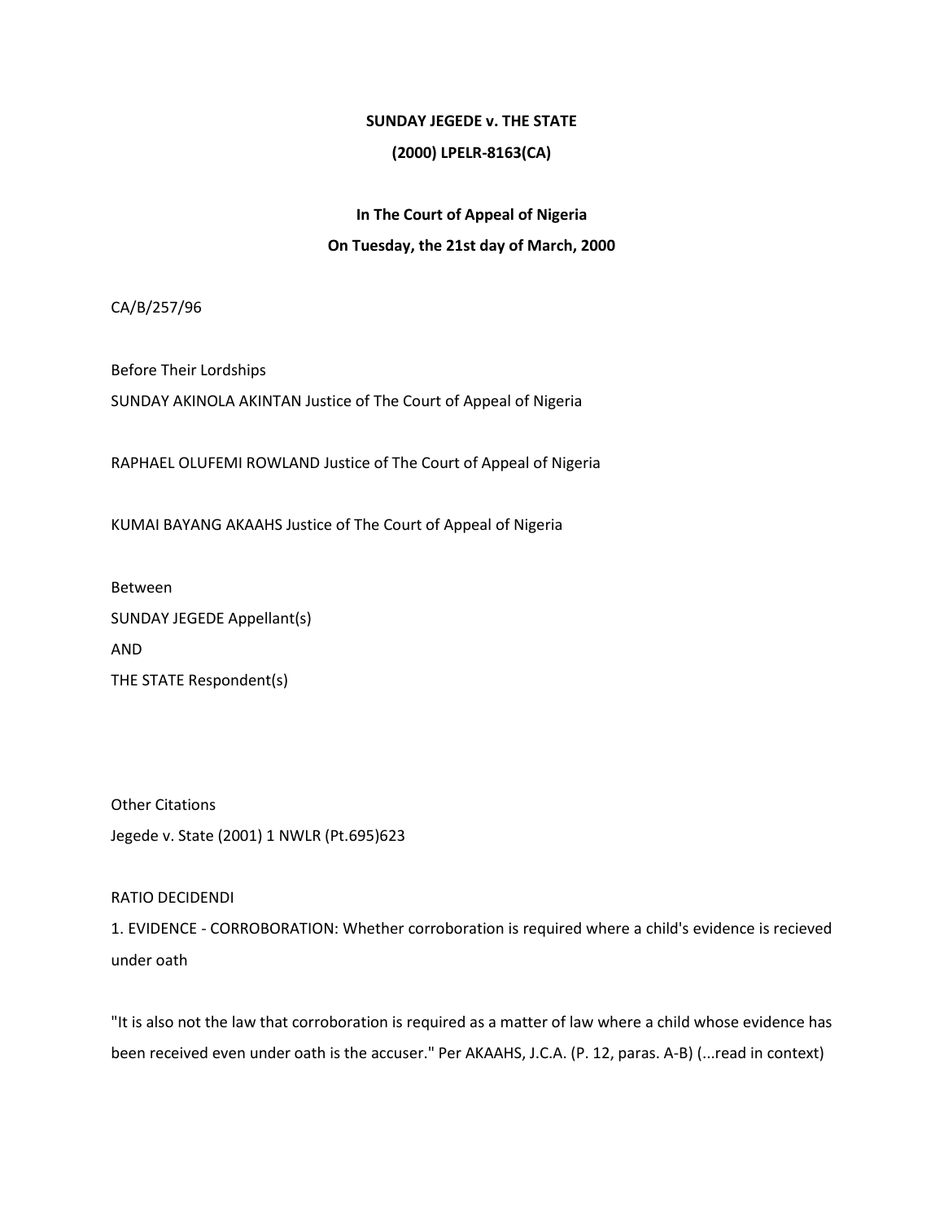**SUNDAY JEGEDE v. THE STATE**

**(2000) LPELR-8163(CA)**

**In The Court of Appeal of Nigeria**

**On Tuesday, the 21st day of March, 2000**

CA/B/257/96

Before Their Lordships

SUNDAY AKINOLA AKINTAN Justice of The Court of Appeal of Nigeria

RAPHAEL OLUFEMI ROWLAND Justice of The Court of Appeal of Nigeria

KUMAI BAYANG AKAAHS Justice of The Court of Appeal of Nigeria

Between

SUNDAY JEGEDE Appellant(s)

AND

THE STATE Respondent(s)

Other Citations

Jegede v. State (2001) 1 NWLR (Pt.695)623

RATIO DECIDENDI

1. EVIDENCE - CORROBORATION: Whether corroboration is required where a child's evidence is recieved under oath

"It is also not the law that corroboration is required as a matter of law where a child whose evidence has been received even under oath is the accuser." Per AKAAHS, J.C.A. (P. 12, paras. A-B) (...read in context)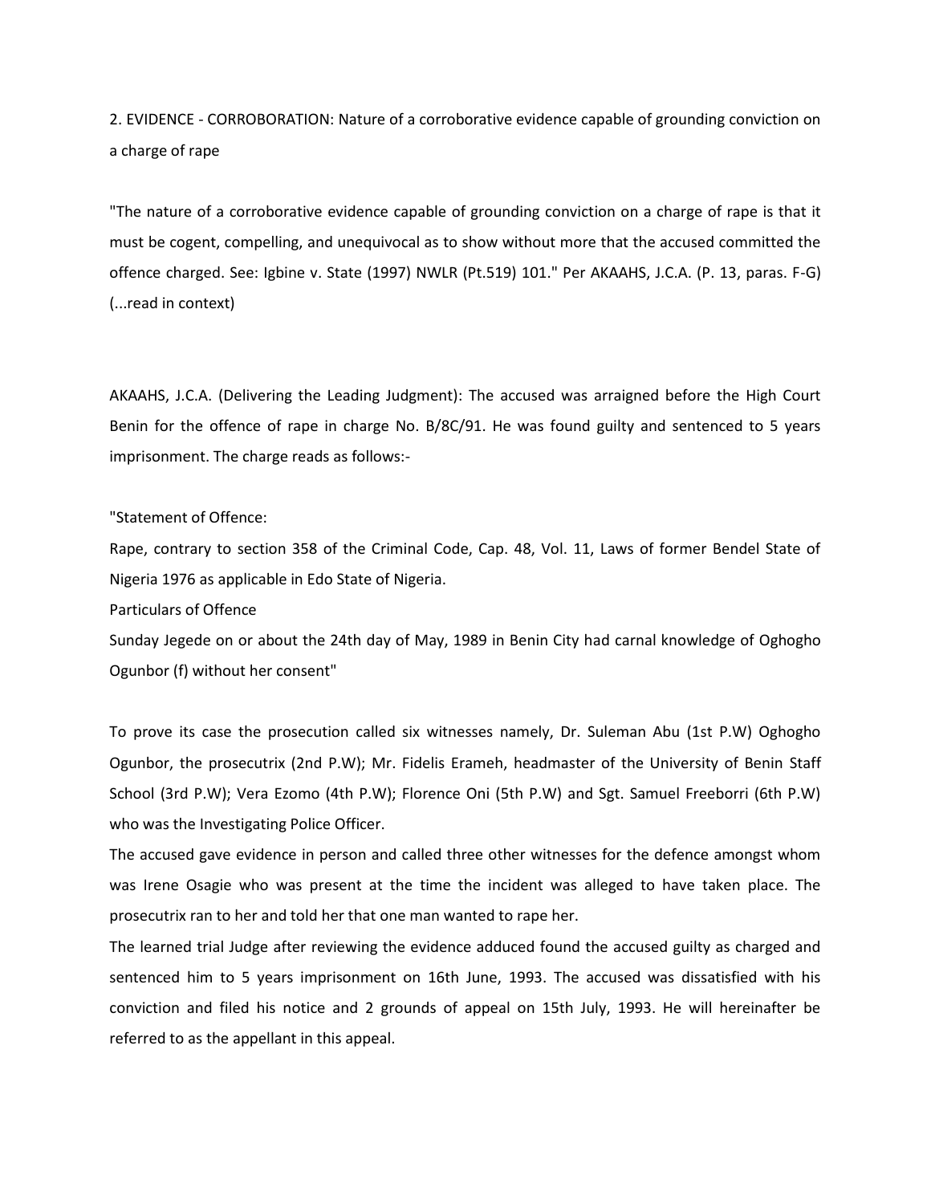2. EVIDENCE - CORROBORATION: Nature of a corroborative evidence capable of grounding conviction on a charge of rape

"The nature of a corroborative evidence capable of grounding conviction on a charge of rape is that it must be cogent, compelling, and unequivocal as to show without more that the accused committed the offence charged. See: Igbine v. State (1997) NWLR (Pt.519) 101." Per AKAAHS, J.C.A. (P. 13, paras. F-G) (...read in context)

AKAAHS, J.C.A. (Delivering the Leading Judgment): The accused was arraigned before the High Court Benin for the offence of rape in charge No. B/8C/91. He was found guilty and sentenced to 5 years imprisonment. The charge reads as follows:-

"Statement of Offence:

Rape, contrary to section 358 of the Criminal Code, Cap. 48, Vol. 11, Laws of former Bendel State of Nigeria 1976 as applicable in Edo State of Nigeria.

Particulars of Offence

Sunday Jegede on or about the 24th day of May, 1989 in Benin City had carnal knowledge of Oghogho Ogunbor (f) without her consent"

To prove its case the prosecution called six witnesses namely, Dr. Suleman Abu (1st P.W) Oghogho Ogunbor, the prosecutrix (2nd P.W); Mr. Fidelis Erameh, headmaster of the University of Benin Staff School (3rd P.W); Vera Ezomo (4th P.W); Florence Oni (5th P.W) and Sgt. Samuel Freeborri (6th P.W) who was the Investigating Police Officer.

The accused gave evidence in person and called three other witnesses for the defence amongst whom was Irene Osagie who was present at the time the incident was alleged to have taken place. The prosecutrix ran to her and told her that one man wanted to rape her.

The learned trial Judge after reviewing the evidence adduced found the accused guilty as charged and sentenced him to 5 years imprisonment on 16th June, 1993. The accused was dissatisfied with his conviction and filed his notice and 2 grounds of appeal on 15th July, 1993. He will hereinafter be referred to as the appellant in this appeal.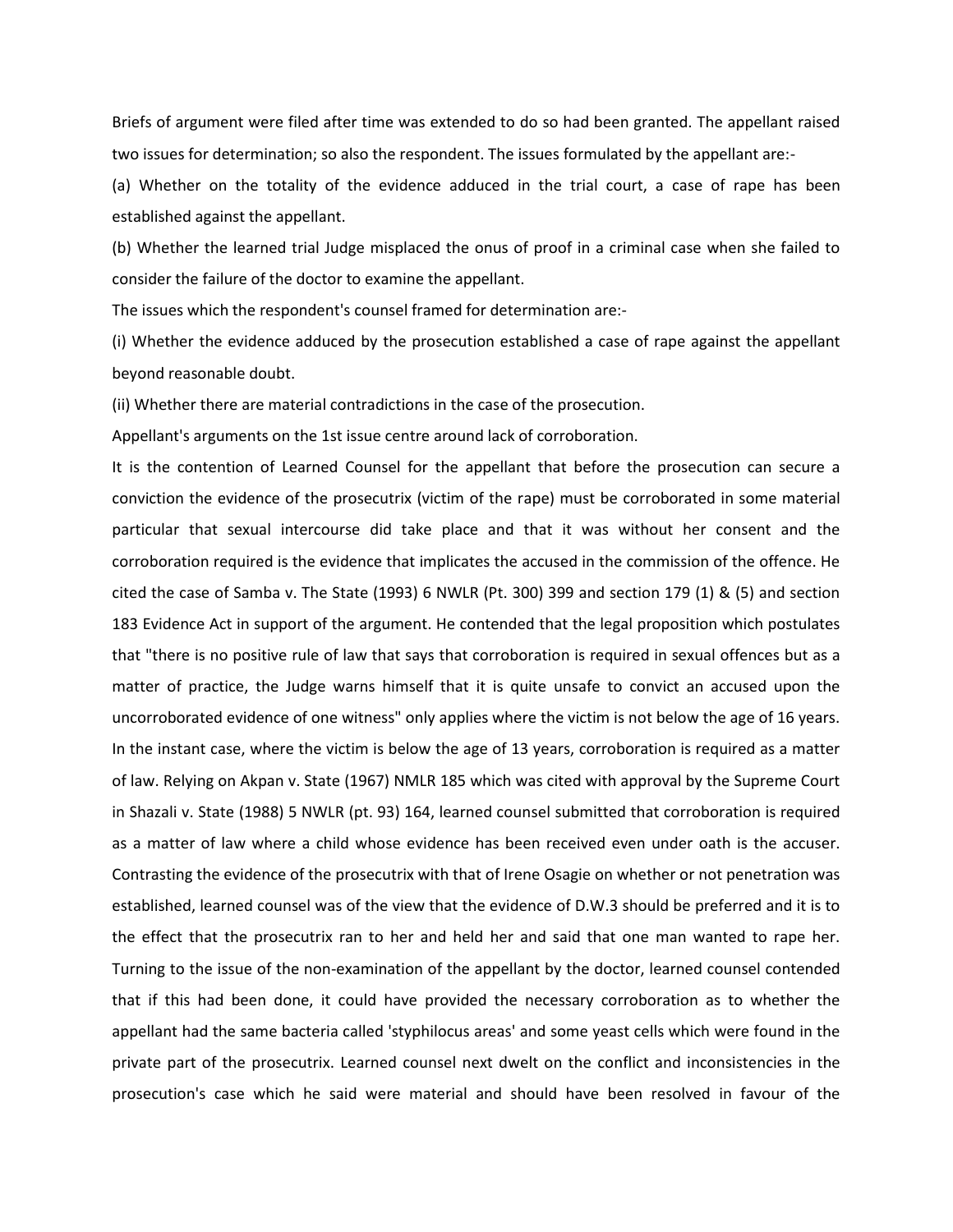Briefs of argument were filed after time was extended to do so had been granted. The appellant raised two issues for determination; so also the respondent. The issues formulated by the appellant are:-

(a) Whether on the totality of the evidence adduced in the trial court, a case of rape has been established against the appellant.

(b) Whether the learned trial Judge misplaced the onus of proof in a criminal case when she failed to consider the failure of the doctor to examine the appellant.

The issues which the respondent's counsel framed for determination are:-

(i) Whether the evidence adduced by the prosecution established a case of rape against the appellant beyond reasonable doubt.

(ii) Whether there are material contradictions in the case of the prosecution.

Appellant's arguments on the 1st issue centre around lack of corroboration.

It is the contention of Learned Counsel for the appellant that before the prosecution can secure a conviction the evidence of the prosecutrix (victim of the rape) must be corroborated in some material particular that sexual intercourse did take place and that it was without her consent and the corroboration required is the evidence that implicates the accused in the commission of the offence. He cited the case of Samba v. The State (1993) 6 NWLR (Pt. 300) 399 and section 179 (1) & (5) and section 183 Evidence Act in support of the argument. He contended that the legal proposition which postulates that "there is no positive rule of law that says that corroboration is required in sexual offences but as a matter of practice, the Judge warns himself that it is quite unsafe to convict an accused upon the uncorroborated evidence of one witness" only applies where the victim is not below the age of 16 years. In the instant case, where the victim is below the age of 13 years, corroboration is required as a matter of law. Relying on Akpan v. State (1967) NMLR 185 which was cited with approval by the Supreme Court in Shazali v. State (1988) 5 NWLR (pt. 93) 164, learned counsel submitted that corroboration is required as a matter of law where a child whose evidence has been received even under oath is the accuser. Contrasting the evidence of the prosecutrix with that of Irene Osagie on whether or not penetration was established, learned counsel was of the view that the evidence of D.W.3 should be preferred and it is to the effect that the prosecutrix ran to her and held her and said that one man wanted to rape her. Turning to the issue of the non-examination of the appellant by the doctor, learned counsel contended that if this had been done, it could have provided the necessary corroboration as to whether the appellant had the same bacteria called 'styphilocus areas' and some yeast cells which were found in the private part of the prosecutrix. Learned counsel next dwelt on the conflict and inconsistencies in the prosecution's case which he said were material and should have been resolved in favour of the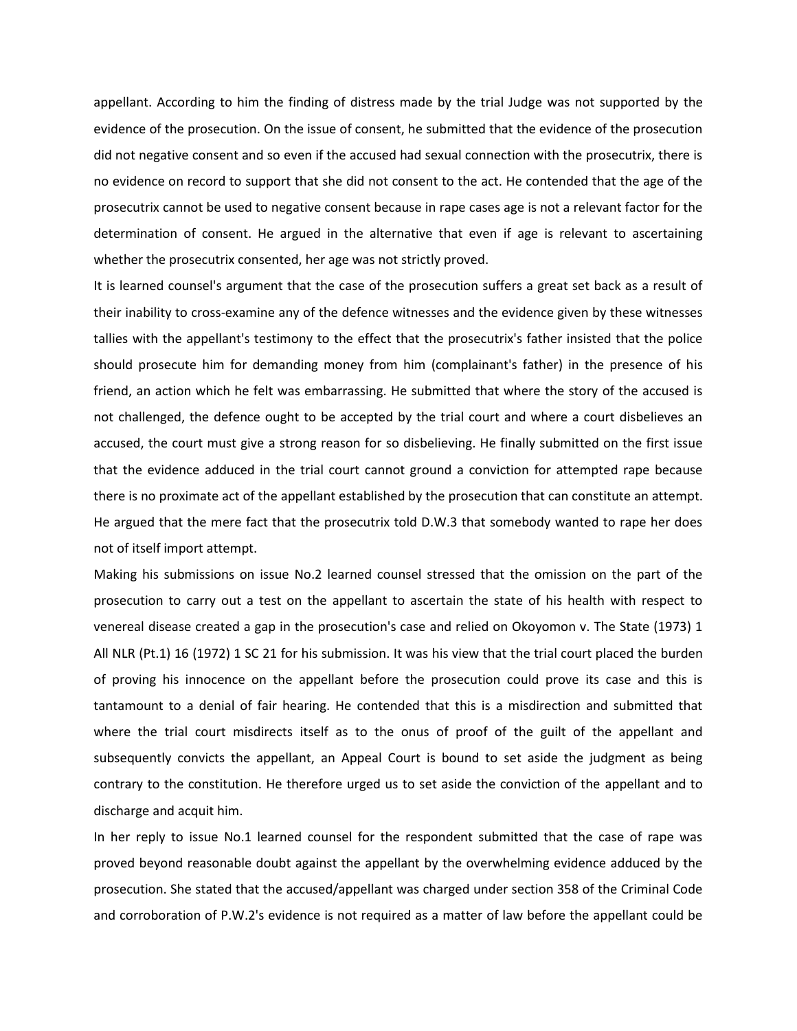appellant. According to him the finding of distress made by the trial Judge was not supported by the evidence of the prosecution. On the issue of consent, he submitted that the evidence of the prosecution did not negative consent and so even if the accused had sexual connection with the prosecutrix, there is no evidence on record to support that she did not consent to the act. He contended that the age of the prosecutrix cannot be used to negative consent because in rape cases age is not a relevant factor for the determination of consent. He argued in the alternative that even if age is relevant to ascertaining whether the prosecutrix consented, her age was not strictly proved.

It is learned counsel's argument that the case of the prosecution suffers a great set back as a result of their inability to cross-examine any of the defence witnesses and the evidence given by these witnesses tallies with the appellant's testimony to the effect that the prosecutrix's father insisted that the police should prosecute him for demanding money from him (complainant's father) in the presence of his friend, an action which he felt was embarrassing. He submitted that where the story of the accused is not challenged, the defence ought to be accepted by the trial court and where a court disbelieves an accused, the court must give a strong reason for so disbelieving. He finally submitted on the first issue that the evidence adduced in the trial court cannot ground a conviction for attempted rape because there is no proximate act of the appellant established by the prosecution that can constitute an attempt. He argued that the mere fact that the prosecutrix told D.W.3 that somebody wanted to rape her does not of itself import attempt.

Making his submissions on issue No.2 learned counsel stressed that the omission on the part of the prosecution to carry out a test on the appellant to ascertain the state of his health with respect to venereal disease created a gap in the prosecution's case and relied on Okoyomon v. The State (1973) 1 All NLR (Pt.1) 16 (1972) 1 SC 21 for his submission. It was his view that the trial court placed the burden of proving his innocence on the appellant before the prosecution could prove its case and this is tantamount to a denial of fair hearing. He contended that this is a misdirection and submitted that where the trial court misdirects itself as to the onus of proof of the guilt of the appellant and subsequently convicts the appellant, an Appeal Court is bound to set aside the judgment as being contrary to the constitution. He therefore urged us to set aside the conviction of the appellant and to discharge and acquit him.

In her reply to issue No.1 learned counsel for the respondent submitted that the case of rape was proved beyond reasonable doubt against the appellant by the overwhelming evidence adduced by the prosecution. She stated that the accused/appellant was charged under section 358 of the Criminal Code and corroboration of P.W.2's evidence is not required as a matter of law before the appellant could be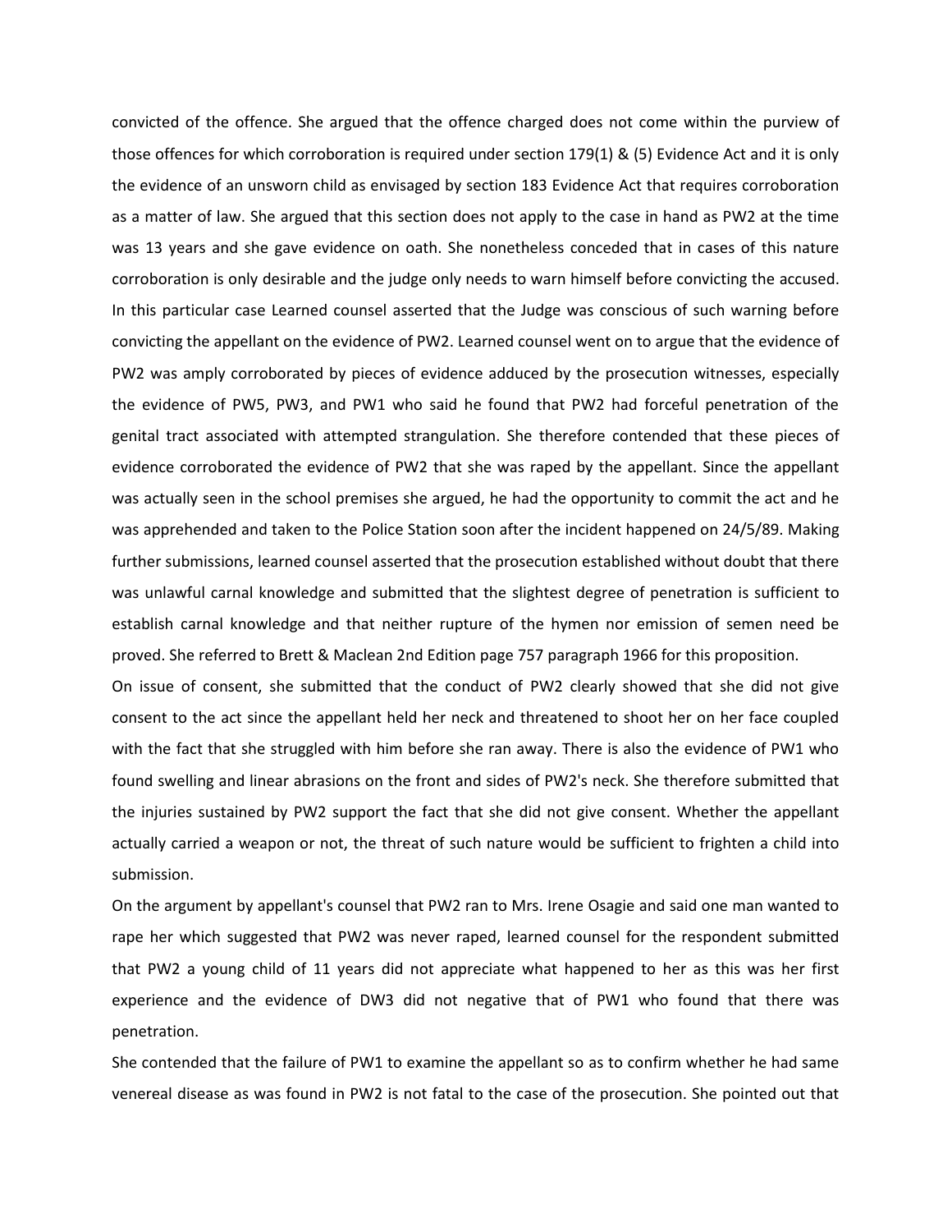convicted of the offence. She argued that the offence charged does not come within the purview of those offences for which corroboration is required under section 179(1) & (5) Evidence Act and it is only the evidence of an unsworn child as envisaged by section 183 Evidence Act that requires corroboration as a matter of law. She argued that this section does not apply to the case in hand as PW2 at the time was 13 years and she gave evidence on oath. She nonetheless conceded that in cases of this nature corroboration is only desirable and the judge only needs to warn himself before convicting the accused. In this particular case Learned counsel asserted that the Judge was conscious of such warning before convicting the appellant on the evidence of PW2. Learned counsel went on to argue that the evidence of PW2 was amply corroborated by pieces of evidence adduced by the prosecution witnesses, especially the evidence of PW5, PW3, and PW1 who said he found that PW2 had forceful penetration of the genital tract associated with attempted strangulation. She therefore contended that these pieces of evidence corroborated the evidence of PW2 that she was raped by the appellant. Since the appellant was actually seen in the school premises she argued, he had the opportunity to commit the act and he was apprehended and taken to the Police Station soon after the incident happened on 24/5/89. Making further submissions, learned counsel asserted that the prosecution established without doubt that there was unlawful carnal knowledge and submitted that the slightest degree of penetration is sufficient to establish carnal knowledge and that neither rupture of the hymen nor emission of semen need be proved. She referred to Brett & Maclean 2nd Edition page 757 paragraph 1966 for this proposition.

On issue of consent, she submitted that the conduct of PW2 clearly showed that she did not give consent to the act since the appellant held her neck and threatened to shoot her on her face coupled with the fact that she struggled with him before she ran away. There is also the evidence of PW1 who found swelling and linear abrasions on the front and sides of PW2's neck. She therefore submitted that the injuries sustained by PW2 support the fact that she did not give consent. Whether the appellant actually carried a weapon or not, the threat of such nature would be sufficient to frighten a child into submission.

On the argument by appellant's counsel that PW2 ran to Mrs. Irene Osagie and said one man wanted to rape her which suggested that PW2 was never raped, learned counsel for the respondent submitted that PW2 a young child of 11 years did not appreciate what happened to her as this was her first experience and the evidence of DW3 did not negative that of PW1 who found that there was penetration.

She contended that the failure of PW1 to examine the appellant so as to confirm whether he had same venereal disease as was found in PW2 is not fatal to the case of the prosecution. She pointed out that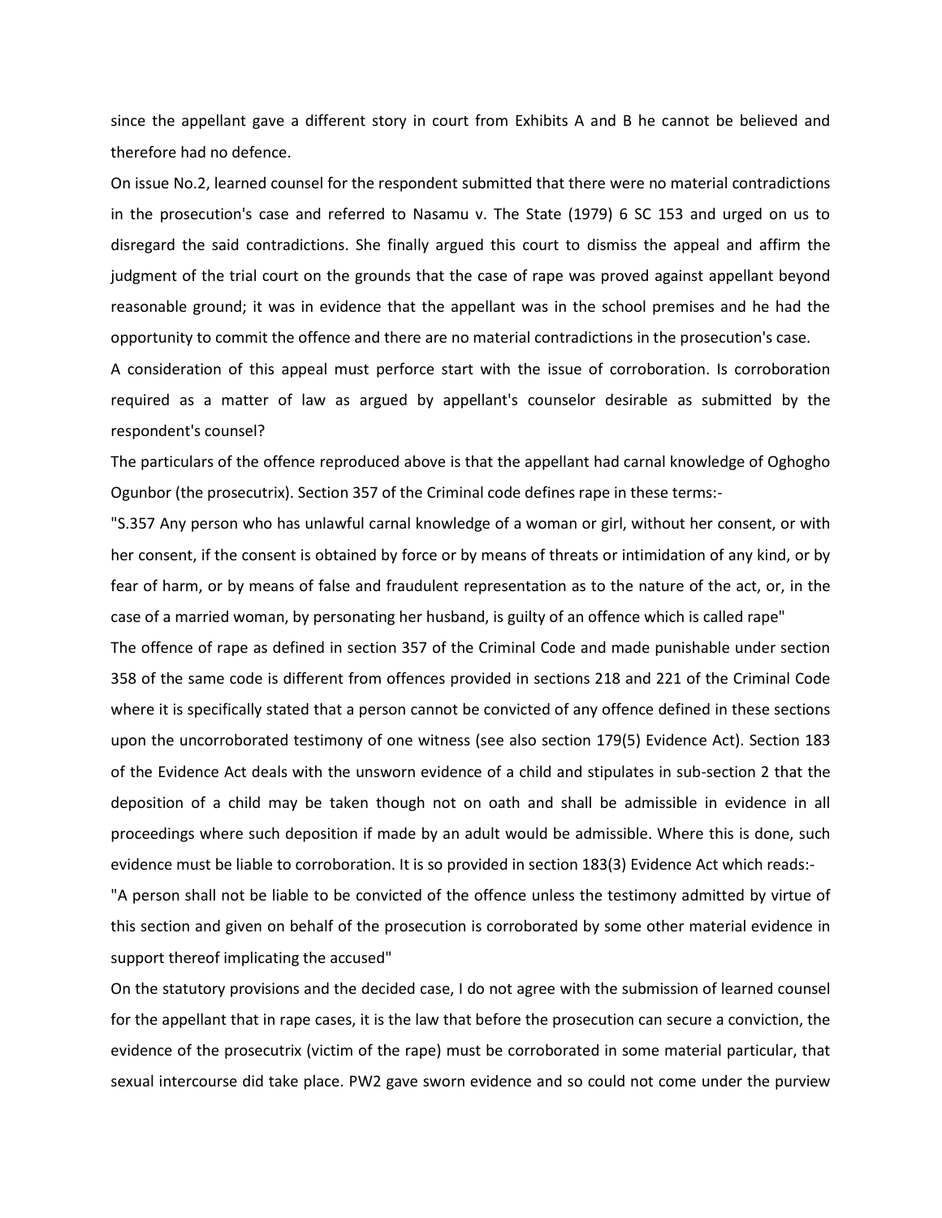since the appellant gave a different story in court from Exhibits A and B he cannot be believed and therefore had no defence.

On issue No.2, learned counsel for the respondent submitted that there were no material contradictions in the prosecution's case and referred to Nasamu v. The State (1979) 6 SC 153 and urged on us to disregard the said contradictions. She finally argued this court to dismiss the appeal and affirm the judgment of the trial court on the grounds that the case of rape was proved against appellant beyond reasonable ground; it was in evidence that the appellant was in the school premises and he had the opportunity to commit the offence and there are no material contradictions in the prosecution's case.

A consideration of this appeal must perforce start with the issue of corroboration. Is corroboration required as a matter of law as argued by appellant's counselor desirable as submitted by the respondent's counsel?

The particulars of the offence reproduced above is that the appellant had carnal knowledge of Oghogho Ogunbor (the prosecutrix). Section 357 of the Criminal code defines rape in these terms:-

"S.357 Any person who has unlawful carnal knowledge of a woman or girl, without her consent, or with her consent, if the consent is obtained by force or by means of threats or intimidation of any kind, or by fear of harm, or by means of false and fraudulent representation as to the nature of the act, or, in the case of a married woman, by personating her husband, is guilty of an offence which is called rape"

The offence of rape as defined in section 357 of the Criminal Code and made punishable under section 358 of the same code is different from offences provided in sections 218 and 221 of the Criminal Code where it is specifically stated that a person cannot be convicted of any offence defined in these sections upon the uncorroborated testimony of one witness (see also section 179(5) Evidence Act). Section 183 of the Evidence Act deals with the unsworn evidence of a child and stipulates in sub-section 2 that the deposition of a child may be taken though not on oath and shall be admissible in evidence in all proceedings where such deposition if made by an adult would be admissible. Where this is done, such evidence must be liable to corroboration. It is so provided in section 183(3) Evidence Act which reads:-

"A person shall not be liable to be convicted of the offence unless the testimony admitted by virtue of this section and given on behalf of the prosecution is corroborated by some other material evidence in support thereof implicating the accused"

On the statutory provisions and the decided case, I do not agree with the submission of learned counsel for the appellant that in rape cases, it is the law that before the prosecution can secure a conviction, the evidence of the prosecutrix (victim of the rape) must be corroborated in some material particular, that sexual intercourse did take place. PW2 gave sworn evidence and so could not come under the purview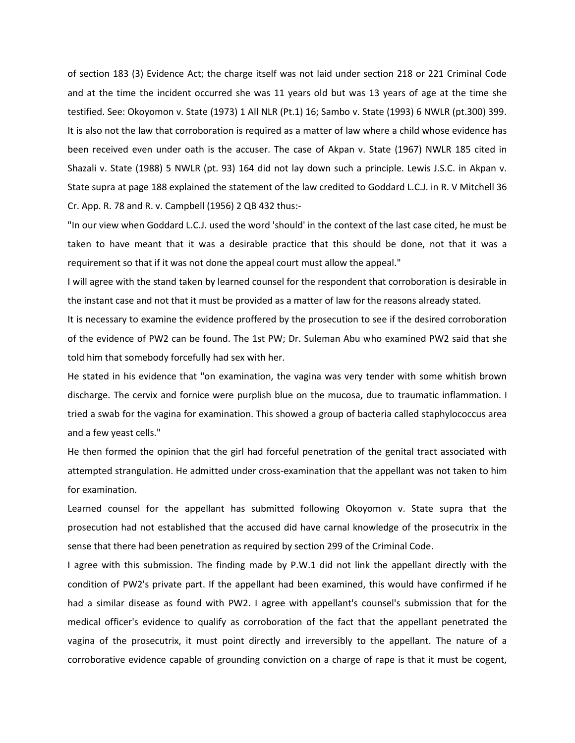of section 183 (3) Evidence Act; the charge itself was not laid under section 218 or 221 Criminal Code and at the time the incident occurred she was 11 years old but was 13 years of age at the time she testified. See: Okoyomon v. State (1973) 1 All NLR (Pt.1) 16; Sambo v. State (1993) 6 NWLR (pt.300) 399. It is also not the law that corroboration is required as a matter of law where a child whose evidence has been received even under oath is the accuser. The case of Akpan v. State (1967) NWLR 185 cited in Shazali v. State (1988) 5 NWLR (pt. 93) 164 did not lay down such a principle. Lewis J.S.C. in Akpan v. State supra at page 188 explained the statement of the law credited to Goddard L.C.J. in R. V Mitchell 36 Cr. App. R. 78 and R. v. Campbell (1956) 2 QB 432 thus:-

"In our view when Goddard L.C.J. used the word 'should' in the context of the last case cited, he must be taken to have meant that it was a desirable practice that this should be done, not that it was a requirement so that if it was not done the appeal court must allow the appeal."

I will agree with the stand taken by learned counsel for the respondent that corroboration is desirable in the instant case and not that it must be provided as a matter of law for the reasons already stated.

It is necessary to examine the evidence proffered by the prosecution to see if the desired corroboration of the evidence of PW2 can be found. The 1st PW; Dr. Suleman Abu who examined PW2 said that she told him that somebody forcefully had sex with her.

He stated in his evidence that "on examination, the vagina was very tender with some whitish brown discharge. The cervix and fornice were purplish blue on the mucosa, due to traumatic inflammation. I tried a swab for the vagina for examination. This showed a group of bacteria called staphylococcus area and a few yeast cells."

He then formed the opinion that the girl had forceful penetration of the genital tract associated with attempted strangulation. He admitted under cross-examination that the appellant was not taken to him for examination.

Learned counsel for the appellant has submitted following Okoyomon v. State supra that the prosecution had not established that the accused did have carnal knowledge of the prosecutrix in the sense that there had been penetration as required by section 299 of the Criminal Code.

I agree with this submission. The finding made by P.W.1 did not link the appellant directly with the condition of PW2's private part. If the appellant had been examined, this would have confirmed if he had a similar disease as found with PW2. I agree with appellant's counsel's submission that for the medical officer's evidence to qualify as corroboration of the fact that the appellant penetrated the vagina of the prosecutrix, it must point directly and irreversibly to the appellant. The nature of a corroborative evidence capable of grounding conviction on a charge of rape is that it must be cogent,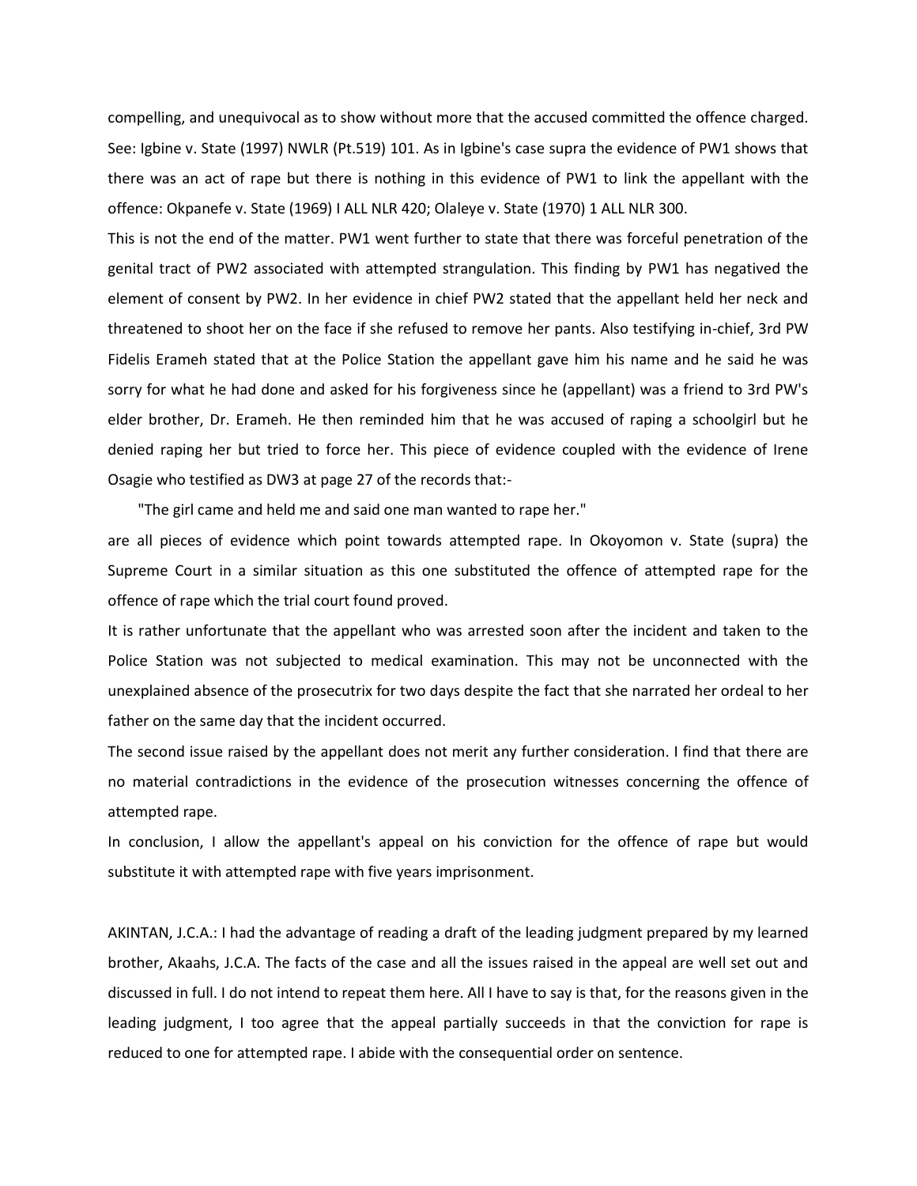compelling, and unequivocal as to show without more that the accused committed the offence charged. See: Igbine v. State (1997) NWLR (Pt.519) 101. As in Igbine's case supra the evidence of PW1 shows that there was an act of rape but there is nothing in this evidence of PW1 to link the appellant with the offence: Okpanefe v. State (1969) I ALL NLR 420; Olaleye v. State (1970) 1 ALL NLR 300.

This is not the end of the matter. PW1 went further to state that there was forceful penetration of the genital tract of PW2 associated with attempted strangulation. This finding by PW1 has negatived the element of consent by PW2. In her evidence in chief PW2 stated that the appellant held her neck and threatened to shoot her on the face if she refused to remove her pants. Also testifying in-chief, 3rd PW Fidelis Erameh stated that at the Police Station the appellant gave him his name and he said he was sorry for what he had done and asked for his forgiveness since he (appellant) was a friend to 3rd PW's elder brother, Dr. Erameh. He then reminded him that he was accused of raping a schoolgirl but he denied raping her but tried to force her. This piece of evidence coupled with the evidence of Irene Osagie who testified as DW3 at page 27 of the records that:-

"The girl came and held me and said one man wanted to rape her."

are all pieces of evidence which point towards attempted rape. In Okoyomon v. State (supra) the Supreme Court in a similar situation as this one substituted the offence of attempted rape for the offence of rape which the trial court found proved.

It is rather unfortunate that the appellant who was arrested soon after the incident and taken to the Police Station was not subjected to medical examination. This may not be unconnected with the unexplained absence of the prosecutrix for two days despite the fact that she narrated her ordeal to her father on the same day that the incident occurred.

The second issue raised by the appellant does not merit any further consideration. I find that there are no material contradictions in the evidence of the prosecution witnesses concerning the offence of attempted rape.

In conclusion, I allow the appellant's appeal on his conviction for the offence of rape but would substitute it with attempted rape with five years imprisonment.

AKINTAN, J.C.A.: I had the advantage of reading a draft of the leading judgment prepared by my learned brother, Akaahs, J.C.A. The facts of the case and all the issues raised in the appeal are well set out and discussed in full. I do not intend to repeat them here. All I have to say is that, for the reasons given in the leading judgment, I too agree that the appeal partially succeeds in that the conviction for rape is reduced to one for attempted rape. I abide with the consequential order on sentence.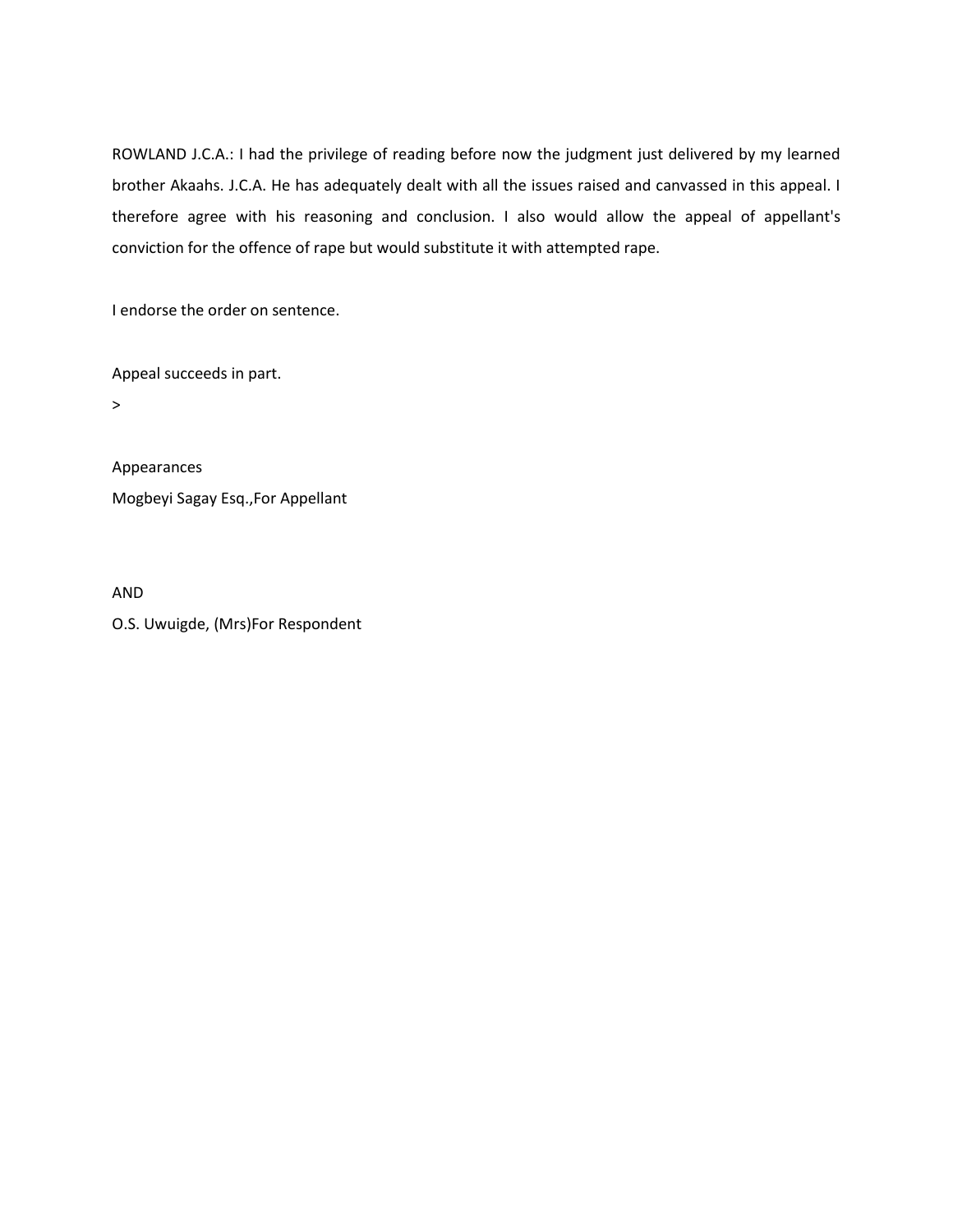ROWLAND J.C.A.: I had the privilege of reading before now the judgment just delivered by my learned brother Akaahs. J.C.A. He has adequately dealt with all the issues raised and canvassed in this appeal. I therefore agree with his reasoning and conclusion. I also would allow the appeal of appellant's conviction for the offence of rape but would substitute it with attempted rape.

I endorse the order on sentence.

Appeal succeeds in part.

>

Appearances
Mogbeyi Sagay Esq.,For Appellant

AND
O.S. Uwuigde, (Mrs)For Respondent